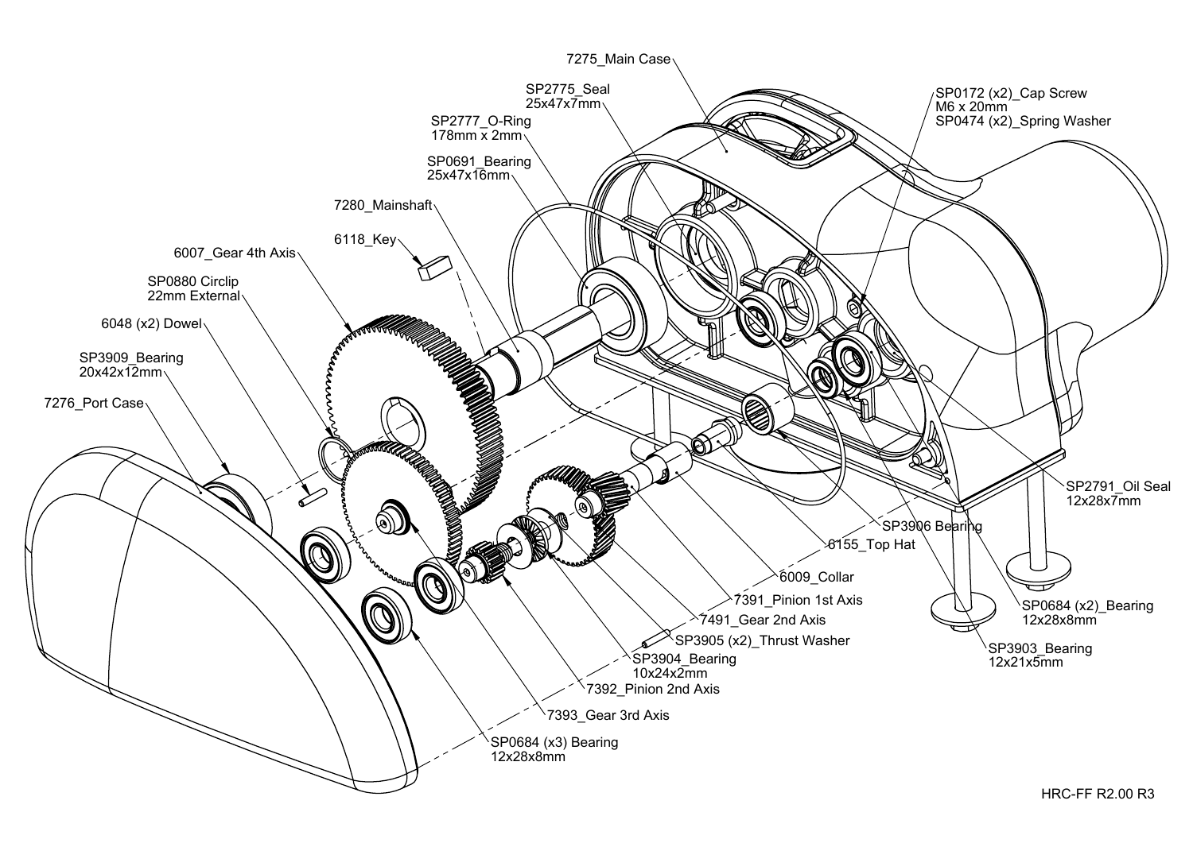7275_Main Case

SP2775_Seal
25x47x7mm

SP2777_O-Ring
178mm x 2mm

SP0691_Bearing
25x47x16mm

7280_Mainshaft

6118_Key

6007_Gear 4th Axis

SP0880 Circlip
22mm External

6048 (x2) Dowel

SP3909_Bearing
20x42x12mm

7276_Port Case

SP0172 (x2)_Cap Screw
M6 x 20mm
SP0474 (x2)_Spring Washer

SP2791_Oil Seal
12x28x7mm

SP3906 Bearing

6155_Top Hat

6009_Collar

7391_Pinion 1st Axis

7491_Gear 2nd Axis

SP3905 (x2)_Thrust Washer

SP3904_Bearing
10x24x2mm

7392_Pinion 2nd Axis

7393_Gear 3rd Axis

SP0684 (x3) Bearing
12x28x8mm

SP0684 (x2)_Bearing
12x28x8mm

SP3903_Bearing
12x21x5mm

HRC-FF R2.00 R3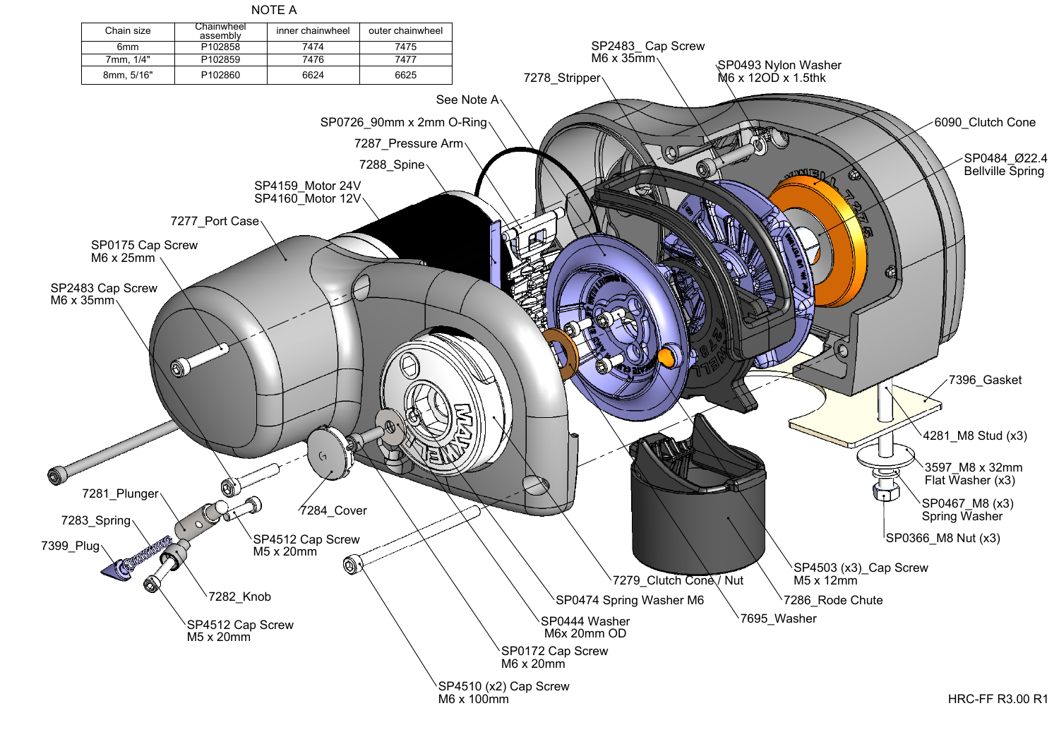NOTE A

| Chain size | Chainwheel assembly | inner chainwheel | outer chainwheel |
|---|---|---|---|
| 6mm | P102858 | 7474 | 7475 |
| 7mm, 1/4" | P102859 | 7476 | 7477 |
| 8mm, 5/16" | P102860 | 6624 | 6625 |

SP2483_ Cap Screw M6 x 35mm

SP0493 Nylon Washer M6 x 12OD x 1.5thk

7278_Stripper

See Note A

6090_Clutch Cone

SP0726_90mm x 2mm O-Ring

SP0484_Ø22.4 Bellville Spring

7287_Pressure Arm

7288_Spine

SP4159_Motor 24V
SP4160_Motor 12V

7277_Port Case

SP0175 Cap Screw M6 x 25mm

SP2483 Cap Screw M6 x 35mm

7396_Gasket

4281_M8 Stud (x3)

3597_M8 x 32mm Flat Washer (x3)

SP0467_M8 (x3) Spring Washer

SP0366_M8 Nut (x3)

7281_Plunger

7284_Cover

7283_Spring

SP4512 Cap Screw M5 x 20mm

7399_Plug

7282_Knob

SP4512 Cap Screw M5 x 20mm

7279_Clutch Cone / Nut

SP4503 (x3)_Cap Screw M5 x 12mm

SP0474 Spring Washer M6

7286_Rode Chute

7695_Washer

SP0444 Washer M6x 20mm OD

SP0172 Cap Screw M6 x 20mm

SP4510 (x2) Cap Screw M6 x 100mm

HRC-FF R3.00 R1